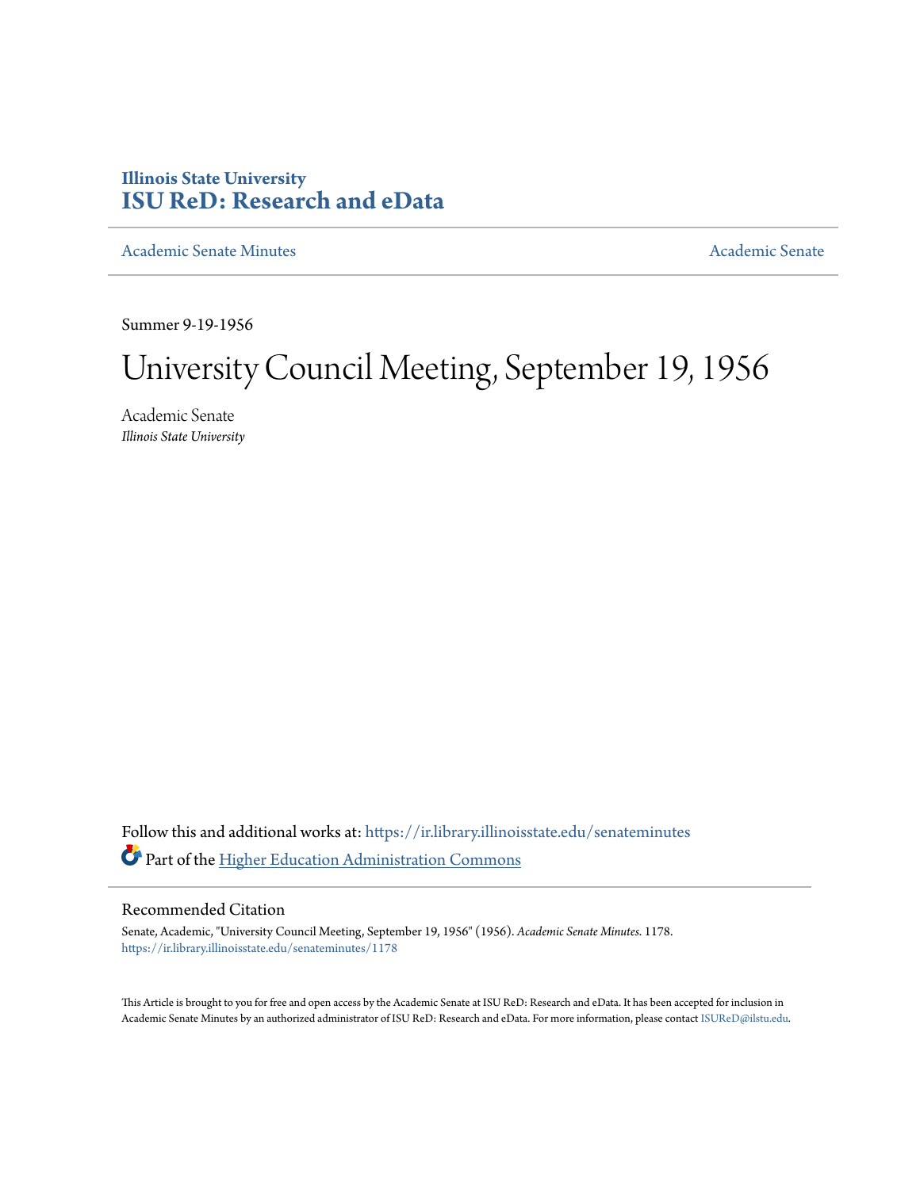Illinois State University
# ISU ReD: Research and eData

Academic Senate Minutes | Academic Senate

Summer 9-19-1956

# University Council Meeting, September 19, 1956

Academic Senate
*Illinois State University*

Follow this and additional works at: https://ir.library.illinoisstate.edu/senateminutes

Part of the Higher Education Administration Commons

## Recommended Citation

Senate, Academic, "University Council Meeting, September 19, 1956" (1956). *Academic Senate Minutes*. 1178.
https://ir.library.illinoisstate.edu/senateminutes/1178

This Article is brought to you for free and open access by the Academic Senate at ISU ReD: Research and eData. It has been accepted for inclusion in Academic Senate Minutes by an authorized administrator of ISU ReD: Research and eData. For more information, please contact ISUReD@ilstu.edu.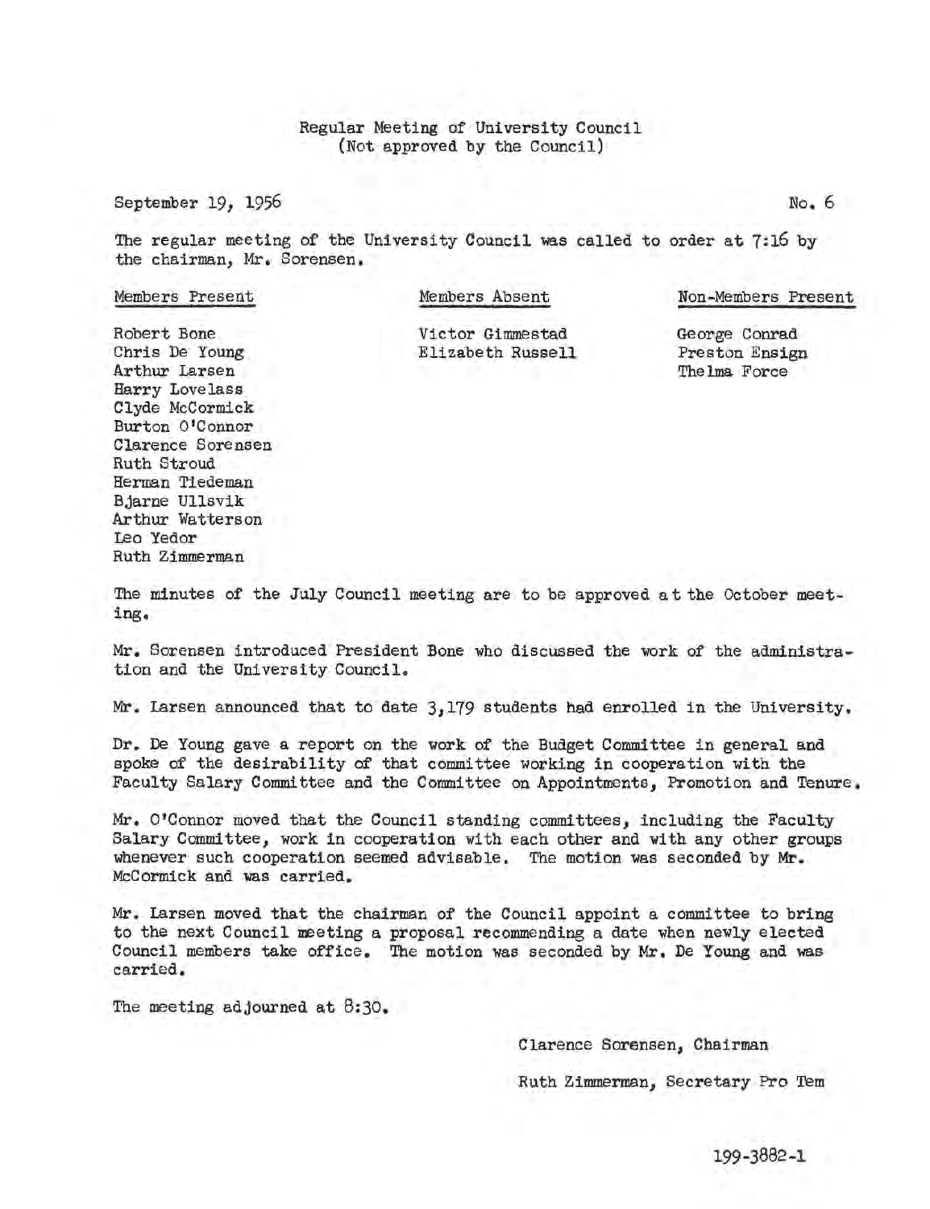Regular Meeting of University Council
(Not approved by the Council)

September 19, 1956

No. 6

The regular meeting of the University Council was called to order at 7:16 by the chairman, Mr. Sorensen.

| Members Present | Members Absent | Non-Members Present |
| --- | --- | --- |
| Robert Bone | Victor Gimmestad | George Conrad |
| Chris De Young | Elizabeth Russell | Preston Ensign |
| Arthur Larsen | | Thelma Force |
| Harry Lovelass | | |
| Clyde McCormick | | |
| Burton O'Connor | | |
| Clarence Sorensen | | |
| Ruth Stroud | | |
| Herman Tiedeman | | |
| Bjarne Ullsvik | | |
| Arthur Watterson | | |
| Leo Yedor | | |
| Ruth Zimmerman | | |

The minutes of the July Council meeting are to be approved at the October meeting.

Mr. Sorensen introduced President Bone who discussed the work of the administration and the University Council.

Mr. Larsen announced that to date 3,179 students had enrolled in the University.

Dr. De Young gave a report on the work of the Budget Committee in general and spoke of the desirability of that committee working in cooperation with the Faculty Salary Committee and the Committee on Appointments, Promotion and Tenure.

Mr. O'Connor moved that the Council standing committees, including the Faculty Salary Committee, work in cooperation with each other and with any other groups whenever such cooperation seemed advisable. The motion was seconded by Mr. McCormick and was carried.

Mr. Larsen moved that the chairman of the Council appoint a committee to bring to the next Council meeting a proposal recommending a date when newly elected Council members take office. The motion was seconded by Mr. De Young and was carried.

The meeting adjourned at 8:30.

Clarence Sorensen, Chairman

Ruth Zimmerman, Secretary Pro Tem

199-3882-1